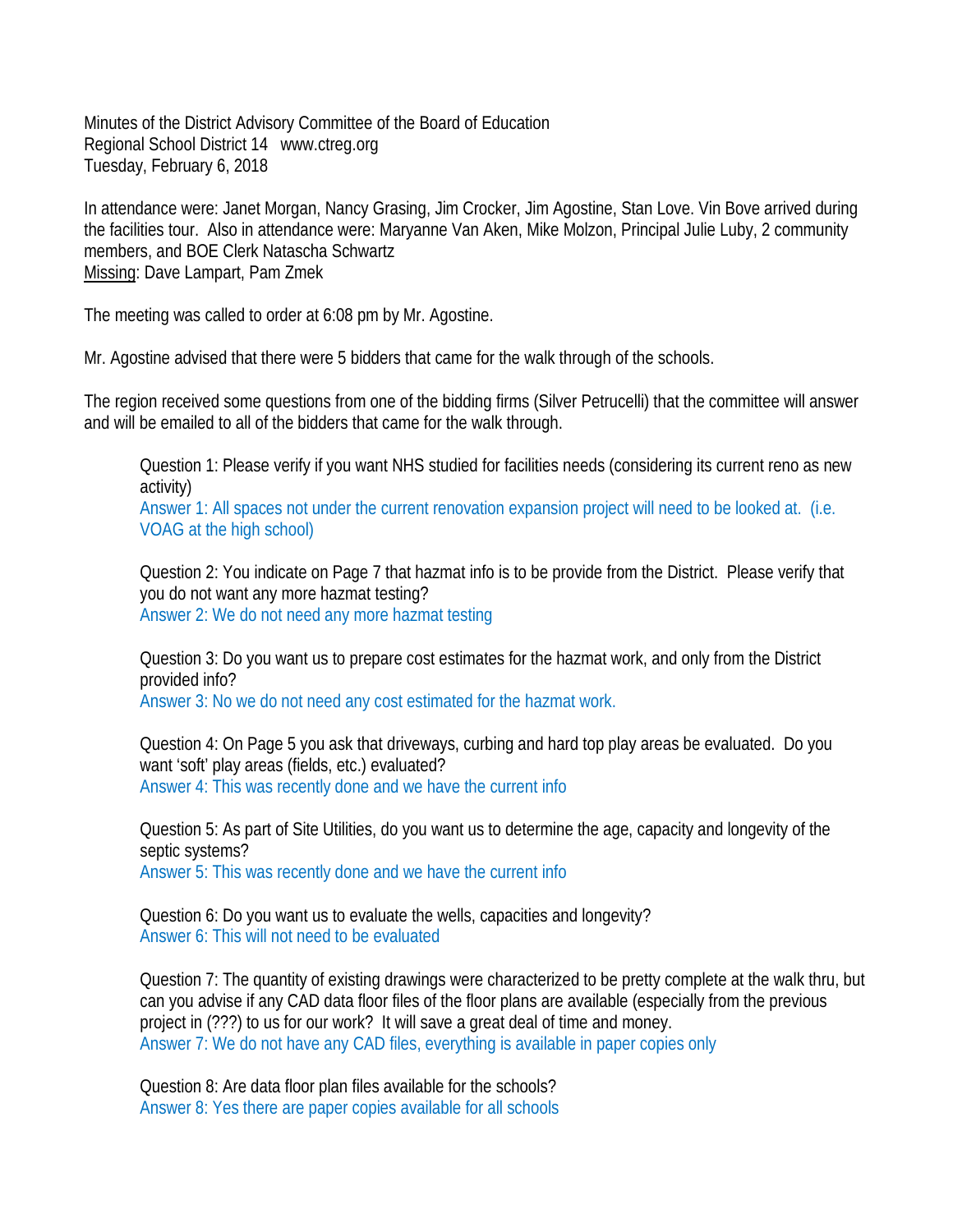Minutes of the District Advisory Committee of the Board of Education
Regional School District 14   www.ctreg.org
Tuesday, February 6, 2018

In attendance were: Janet Morgan, Nancy Grasing, Jim Crocker, Jim Agostine, Stan Love. Vin Bove arrived during the facilities tour. Also in attendance were: Maryanne Van Aken, Mike Molzon, Principal Julie Luby, 2 community members, and BOE Clerk Natascha Schwartz
Missing: Dave Lampart, Pam Zmek

The meeting was called to order at 6:08 pm by Mr. Agostine.

Mr. Agostine advised that there were 5 bidders that came for the walk through of the schools.

The region received some questions from one of the bidding firms (Silver Petrucelli) that the committee will answer and will be emailed to all of the bidders that came for the walk through.

> Question 1: Please verify if you want NHS studied for facilities needs (considering its current reno as new activity)
> Answer 1: All spaces not under the current renovation expansion project will need to be looked at. (i.e. VOAG at the high school)
>
> Question 2: You indicate on Page 7 that hazmat info is to be provide from the District. Please verify that you do not want any more hazmat testing?
> Answer 2: We do not need any more hazmat testing
>
> Question 3: Do you want us to prepare cost estimates for the hazmat work, and only from the District provided info?
> Answer 3: No we do not need any cost estimated for the hazmat work.
>
> Question 4: On Page 5 you ask that driveways, curbing and hard top play areas be evaluated. Do you want 'soft' play areas (fields, etc.) evaluated?
> Answer 4: This was recently done and we have the current info
>
> Question 5: As part of Site Utilities, do you want us to determine the age, capacity and longevity of the septic systems?
> Answer 5: This was recently done and we have the current info
>
> Question 6: Do you want us to evaluate the wells, capacities and longevity?
> Answer 6: This will not need to be evaluated
>
> Question 7: The quantity of existing drawings were characterized to be pretty complete at the walk thru, but can you advise if any CAD data floor files of the floor plans are available (especially from the previous project in (???) to us for our work? It will save a great deal of time and money.
> Answer 7: We do not have any CAD files, everything is available in paper copies only
>
> Question 8: Are data floor plan files available for the schools?
> Answer 8: Yes there are paper copies available for all schools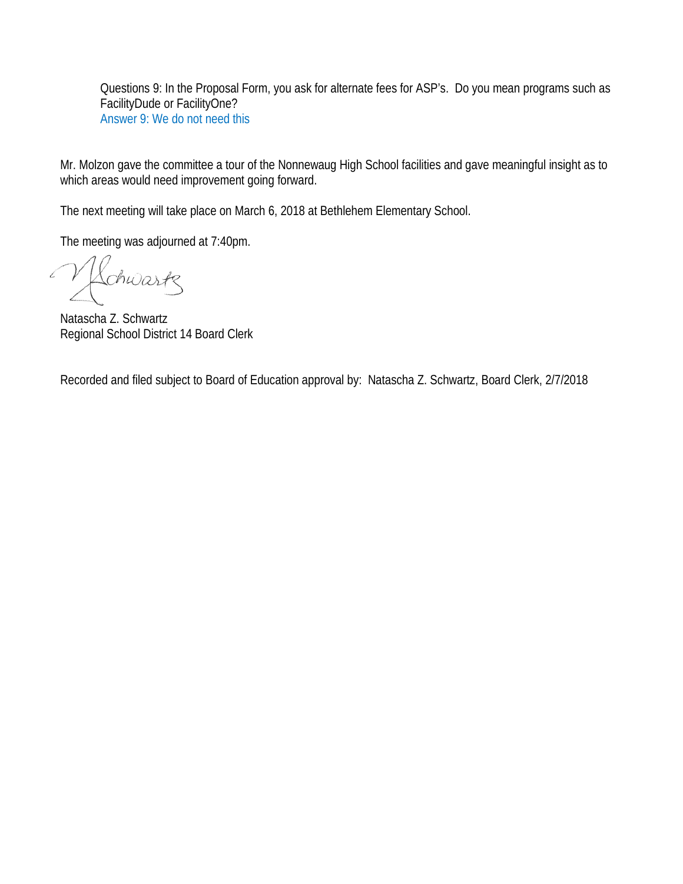Questions 9: In the Proposal Form, you ask for alternate fees for ASP's. Do you mean programs such as FacilityDude or FacilityOne?
Answer 9: We do not need this

Mr. Molzon gave the committee a tour of the Nonnewaug High School facilities and gave meaningful insight as to which areas would need improvement going forward.

The next meeting will take place on March 6, 2018 at Bethlehem Elementary School.

The meeting was adjourned at 7:40pm.

Natascha Z. Schwartz
Regional School District 14 Board Clerk

Recorded and filed subject to Board of Education approval by: Natascha Z. Schwartz, Board Clerk, 2/7/2018